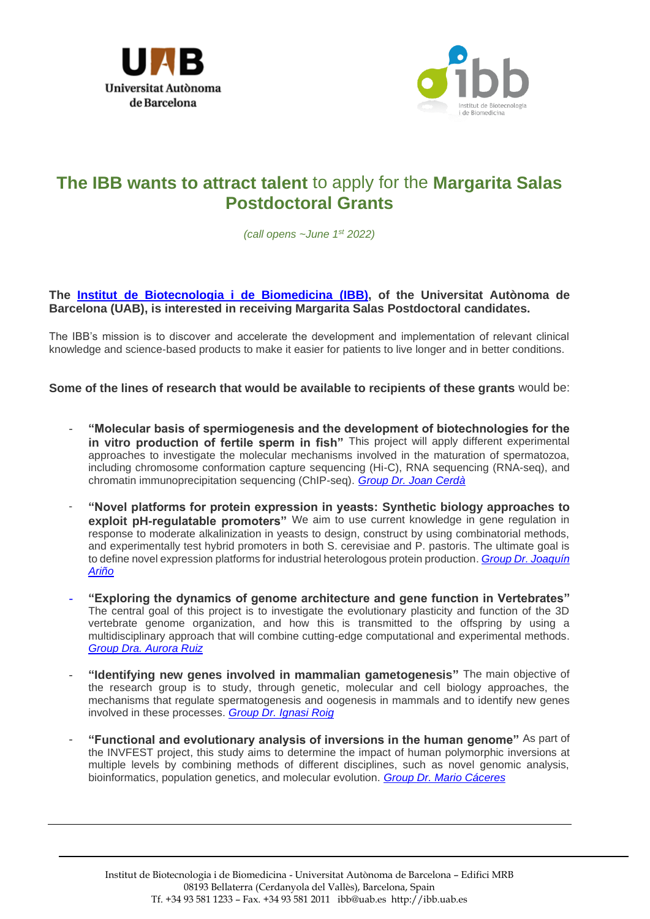# **The IBB wants to attract talent** to apply for the **Margarita Salas Postdoctoral Grants**

*(call opens ~June 1st 2022)*

**The Institut de Biotecnologia i de Biomedicina (IBB), of the Universitat Autònoma de Barcelona (UAB), is interested in receiving Margarita Salas Postdoctoral candidates.**

The IBB's mission is to discover and accelerate the development and implementation of relevant clinical knowledge and science-based products to make it easier for patients to live longer and in better conditions.

**Some of the lines of research that would be available to recipients of these grants** would be:

- **"Molecular basis of spermiogenesis and the development of biotechnologies for the in vitro production of fertile sperm in fish"** This project will apply different experimental approaches to investigate the molecular mechanisms involved in the maturation of spermatozoa, including chromosome conformation capture sequencing (Hi-C), RNA sequencing (RNA-seq), and chromatin immunoprecipitation sequencing (ChIP-seq). *Group Dr. Joan Cerdà*

- **"Novel platforms for protein expression in yeasts: Synthetic biology approaches to exploit pH-regulatable promoters"** We aim to use current knowledge in gene regulation in response to moderate alkalinization in yeasts to design, construct by using combinatorial methods, and experimentally test hybrid promoters in both S. cerevisiae and P. pastoris. The ultimate goal is to define novel expression platforms for industrial heterologous protein production. *Group Dr. Joaquín Ariño*

- **"Exploring the dynamics of genome architecture and gene function in Vertebrates"** The central goal of this project is to investigate the evolutionary plasticity and function of the 3D vertebrate genome organization, and how this is transmitted to the offspring by using a multidisciplinary approach that will combine cutting-edge computational and experimental methods. *Group Dra. Aurora Ruiz*

- **"Identifying new genes involved in mammalian gametogenesis"** The main objective of the research group is to study, through genetic, molecular and cell biology approaches, the mechanisms that regulate spermatogenesis and oogenesis in mammals and to identify new genes involved in these processes. *Group Dr. Ignasi Roig*

- **"Functional and evolutionary analysis of inversions in the human genome"** As part of the INVFEST project, this study aims to determine the impact of human polymorphic inversions at multiple levels by combining methods of different disciplines, such as novel genomic analysis, bioinformatics, population genetics, and molecular evolution. *Group Dr. Mario Cáceres*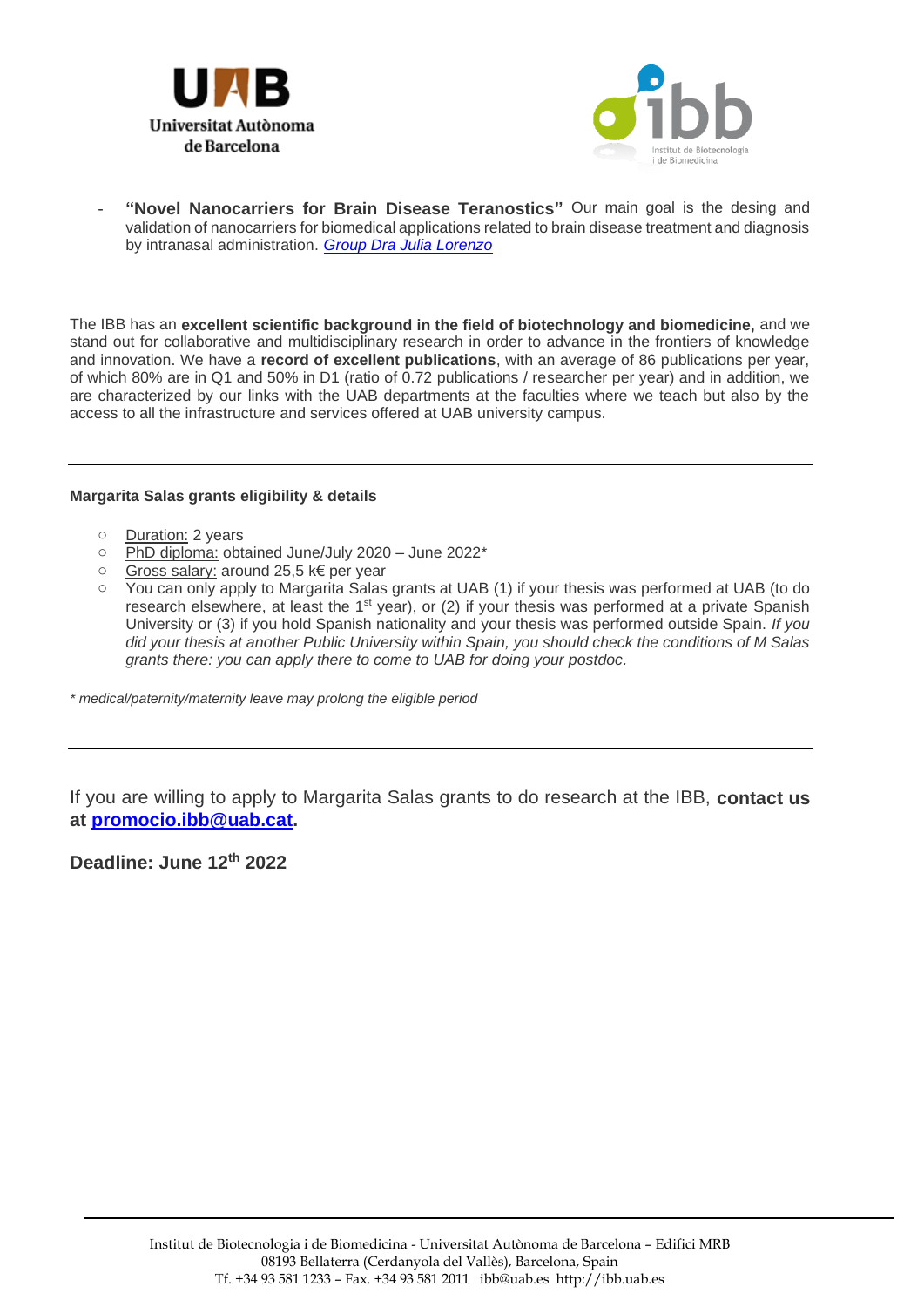- **"Novel Nanocarriers for Brain Disease Teranostics"** Our main goal is the desing and validation of nanocarriers for biomedical applications related to brain disease treatment and diagnosis by intranasal administration. *Group Dra Julia Lorenzo*

The IBB has an **excellent scientific background in the field of biotechnology and biomedicine,** and we stand out for collaborative and multidisciplinary research in order to advance in the frontiers of knowledge and innovation. We have a **record of excellent publications**, with an average of 86 publications per year, of which 80% are in Q1 and 50% in D1 (ratio of 0.72 publications / researcher per year) and in addition, we are characterized by our links with the UAB departments at the faculties where we teach but also by the access to all the infrastructure and services offered at UAB university campus.

---

**Margarita Salas grants eligibility & details**

- Duration: 2 years
- PhD diploma: obtained June/July 2020 – June 2022*
- Gross salary: around 25,5 k€ per year
- You can only apply to Margarita Salas grants at UAB (1) if your thesis was performed at UAB (to do research elsewhere, at least the 1st year), or (2) if your thesis was performed at a private Spanish University or (3) if you hold Spanish nationality and your thesis was performed outside Spain. *If you did your thesis at another Public University within Spain, you should check the conditions of M Salas grants there: you can apply there to come to UAB for doing your postdoc.*

*\* medical/paternity/maternity leave may prolong the eligible period*

---

If you are willing to apply to Margarita Salas grants to do research at the IBB, **contact us at promocio.ibb@uab.cat.**

**Deadline: June 12th 2022**